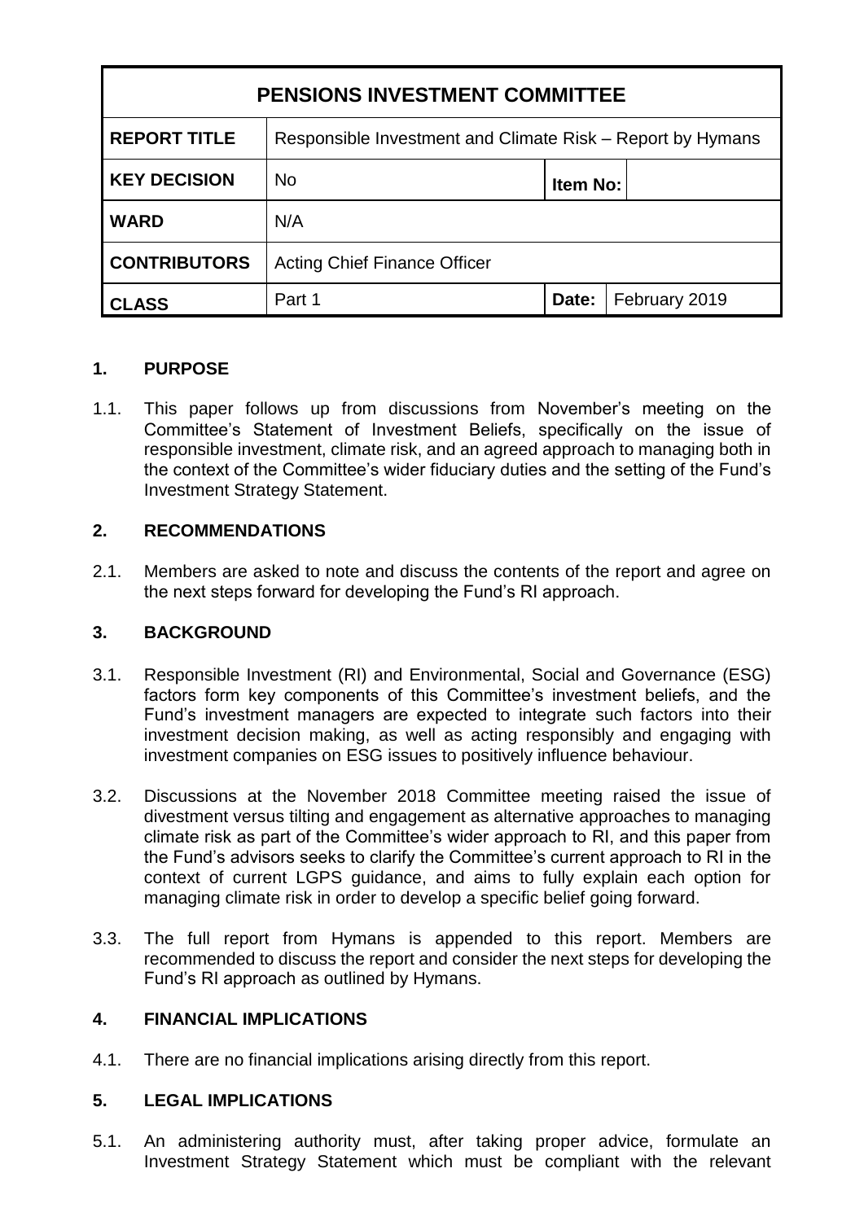| PENSIONS INVESTMENT COMMITTEE | | | |
|---|---|---|---|
| **REPORT TITLE** | Responsible Investment and Climate Risk – Report by Hymans | | |
| **KEY DECISION** | No | **Item No:** | |
| **WARD** | N/A | | |
| **CONTRIBUTORS** | Acting Chief Finance Officer | | |
| **CLASS** | Part 1 | **Date:** | February 2019 |

## 1. PURPOSE

1.1. This paper follows up from discussions from November's meeting on the Committee's Statement of Investment Beliefs, specifically on the issue of responsible investment, climate risk, and an agreed approach to managing both in the context of the Committee's wider fiduciary duties and the setting of the Fund's Investment Strategy Statement.

## 2. RECOMMENDATIONS

2.1. Members are asked to note and discuss the contents of the report and agree on the next steps forward for developing the Fund's RI approach.

## 3. BACKGROUND

3.1. Responsible Investment (RI) and Environmental, Social and Governance (ESG) factors form key components of this Committee's investment beliefs, and the Fund's investment managers are expected to integrate such factors into their investment decision making, as well as acting responsibly and engaging with investment companies on ESG issues to positively influence behaviour.

3.2. Discussions at the November 2018 Committee meeting raised the issue of divestment versus tilting and engagement as alternative approaches to managing climate risk as part of the Committee's wider approach to RI, and this paper from the Fund's advisors seeks to clarify the Committee's current approach to RI in the context of current LGPS guidance, and aims to fully explain each option for managing climate risk in order to develop a specific belief going forward.

3.3. The full report from Hymans is appended to this report. Members are recommended to discuss the report and consider the next steps for developing the Fund's RI approach as outlined by Hymans.

## 4. FINANCIAL IMPLICATIONS

4.1. There are no financial implications arising directly from this report.

## 5. LEGAL IMPLICATIONS

5.1. An administering authority must, after taking proper advice, formulate an Investment Strategy Statement which must be compliant with the relevant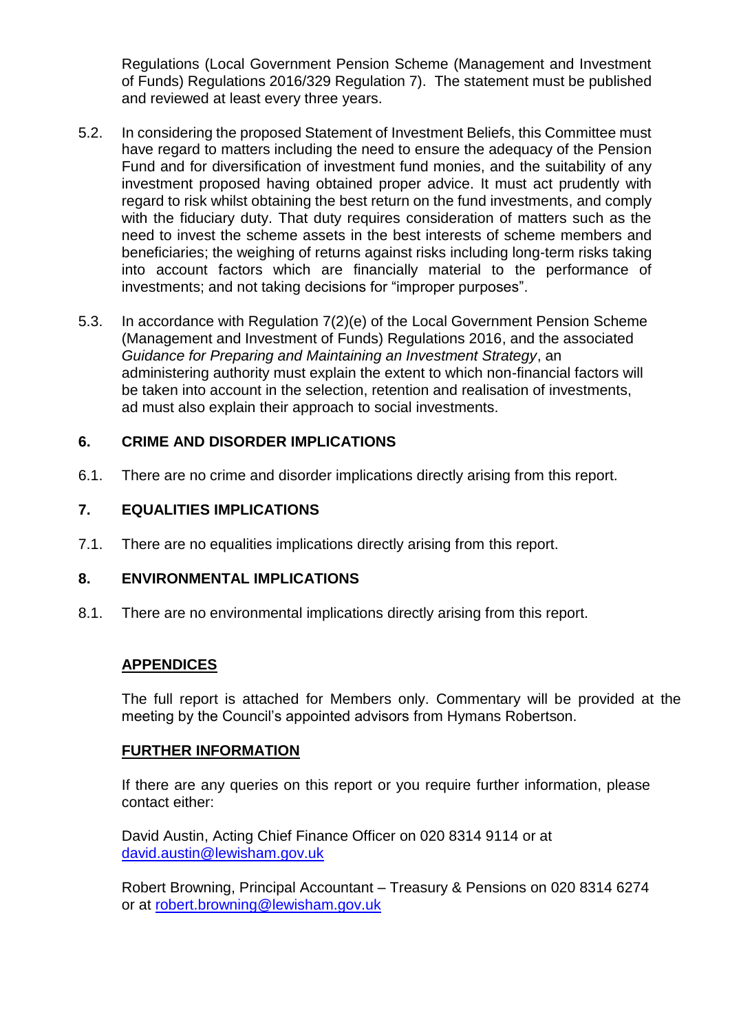Regulations (Local Government Pension Scheme (Management and Investment of Funds) Regulations 2016/329 Regulation 7). The statement must be published and reviewed at least every three years.

5.2. In considering the proposed Statement of Investment Beliefs, this Committee must have regard to matters including the need to ensure the adequacy of the Pension Fund and for diversification of investment fund monies, and the suitability of any investment proposed having obtained proper advice. It must act prudently with regard to risk whilst obtaining the best return on the fund investments, and comply with the fiduciary duty. That duty requires consideration of matters such as the need to invest the scheme assets in the best interests of scheme members and beneficiaries; the weighing of returns against risks including long-term risks taking into account factors which are financially material to the performance of investments; and not taking decisions for "improper purposes".

5.3. In accordance with Regulation 7(2)(e) of the Local Government Pension Scheme (Management and Investment of Funds) Regulations 2016, and the associated *Guidance for Preparing and Maintaining an Investment Strategy*, an administering authority must explain the extent to which non-financial factors will be taken into account in the selection, retention and realisation of investments, ad must also explain their approach to social investments.

## 6. CRIME AND DISORDER IMPLICATIONS

6.1. There are no crime and disorder implications directly arising from this report.

## 7. EQUALITIES IMPLICATIONS

7.1. There are no equalities implications directly arising from this report.

## 8. ENVIRONMENTAL IMPLICATIONS

8.1. There are no environmental implications directly arising from this report.

### APPENDICES

The full report is attached for Members only. Commentary will be provided at the meeting by the Council's appointed advisors from Hymans Robertson.

### FURTHER INFORMATION

If there are any queries on this report or you require further information, please contact either:

David Austin, Acting Chief Finance Officer on 020 8314 9114 or at david.austin@lewisham.gov.uk

Robert Browning, Principal Accountant – Treasury & Pensions on 020 8314 6274 or at robert.browning@lewisham.gov.uk